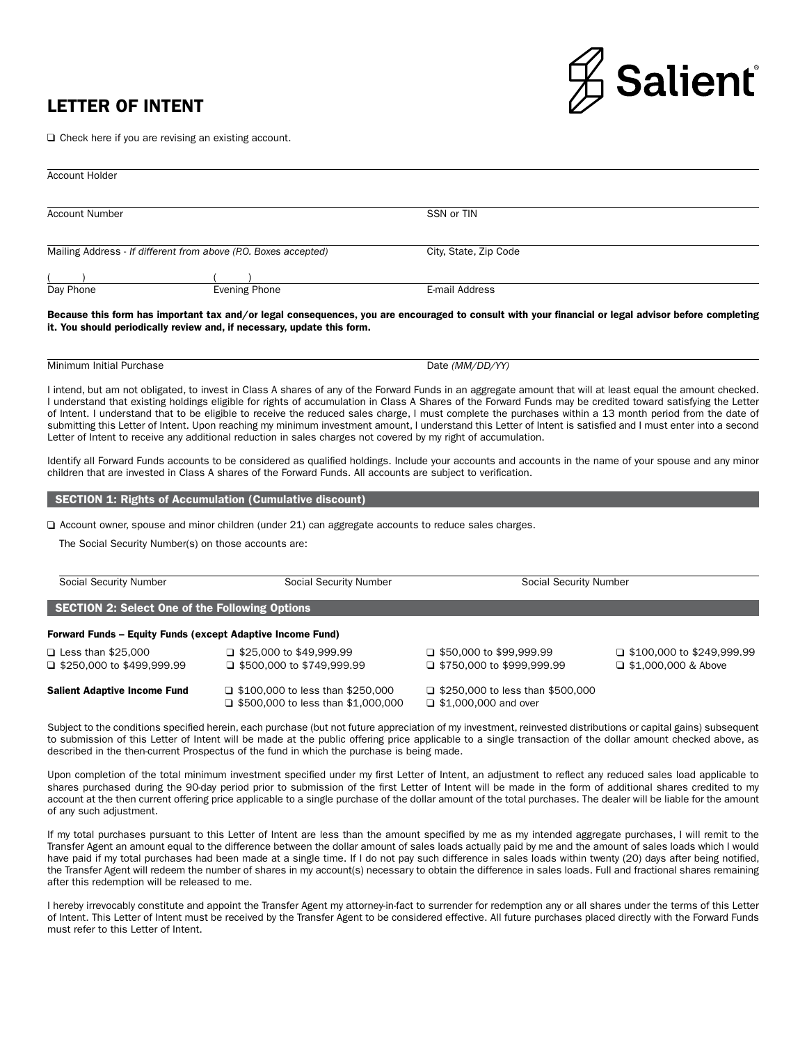# LETTER OF INTENT

❑ Check here if you are revising an existing account.

Account Holder

Account Number | SSN or TIN

Mailing Address - *If different from above (P.O. Boxes accepted)* | City, State, Zip Code

( ) Day Phone | ( ) Evening Phone | E-mail Address

**Because this form has important tax and/or legal consequences, you are encouraged to consult with your financial or legal advisor before completing it. You should periodically review and, if necessary, update this form.**

Minimum Initial Purchase | Date *(MM/DD/YY)*

I intend, but am not obligated, to invest in Class A shares of any of the Forward Funds in an aggregate amount that will at least equal the amount checked. I understand that existing holdings eligible for rights of accumulation in Class A Shares of the Forward Funds may be credited toward satisfying the Letter of Intent. I understand that to be eligible to receive the reduced sales charge, I must complete the purchases within a 13 month period from the date of submitting this Letter of Intent. Upon reaching my minimum investment amount, I understand this Letter of Intent is satisfied and I must enter into a second Letter of Intent to receive any additional reduction in sales charges not covered by my right of accumulation.

Identify all Forward Funds accounts to be considered as qualified holdings. Include your accounts and accounts in the name of your spouse and any minor children that are invested in Class A shares of the Forward Funds. All accounts are subject to verification.

## SECTION 1: Rights of Accumulation (Cumulative discount)

❑ Account owner, spouse and minor children (under 21) can aggregate accounts to reduce sales charges.

The Social Security Number(s) on those accounts are:

Social Security Number | Social Security Number | Social Security Number

## SECTION 2: Select One of the Following Options

**Forward Funds – Equity Funds (except Adaptive Income Fund)**

| | | | |
|---|---|---|---|
| ❑ Less than $25,000 | ❑ $25,000 to $49,999.99 | ❑ $50,000 to $99,999.99 | ❑ $100,000 to $249,999.99 |
| ❑ $250,000 to $499,999.99 | ❑ $500,000 to $749,999.99 | ❑ $750,000 to $999,999.99 | ❑ $1,000,000 & Above |

| | | |
|---|---|---|
| **Salient Adaptive Income Fund** | ❑ $100,000 to less than $250,000 | ❑ $250,000 to less than $500,000 |
| | ❑ $500,000 to less than $1,000,000 | ❑ $1,000,000 and over |

Subject to the conditions specified herein, each purchase (but not future appreciation of my investment, reinvested distributions or capital gains) subsequent to submission of this Letter of Intent will be made at the public offering price applicable to a single transaction of the dollar amount checked above, as described in the then-current Prospectus of the fund in which the purchase is being made.

Upon completion of the total minimum investment specified under my first Letter of Intent, an adjustment to reflect any reduced sales load applicable to shares purchased during the 90-day period prior to submission of the first Letter of Intent will be made in the form of additional shares credited to my account at the then current offering price applicable to a single purchase of the dollar amount of the total purchases. The dealer will be liable for the amount of any such adjustment.

If my total purchases pursuant to this Letter of Intent are less than the amount specified by me as my intended aggregate purchases, I will remit to the Transfer Agent an amount equal to the difference between the dollar amount of sales loads actually paid by me and the amount of sales loads which I would have paid if my total purchases had been made at a single time. If I do not pay such difference in sales loads within twenty (20) days after being notified, the Transfer Agent will redeem the number of shares in my account(s) necessary to obtain the difference in sales loads. Full and fractional shares remaining after this redemption will be released to me.

I hereby irrevocably constitute and appoint the Transfer Agent my attorney-in-fact to surrender for redemption any or all shares under the terms of this Letter of Intent. This Letter of Intent must be received by the Transfer Agent to be considered effective. All future purchases placed directly with the Forward Funds must refer to this Letter of Intent.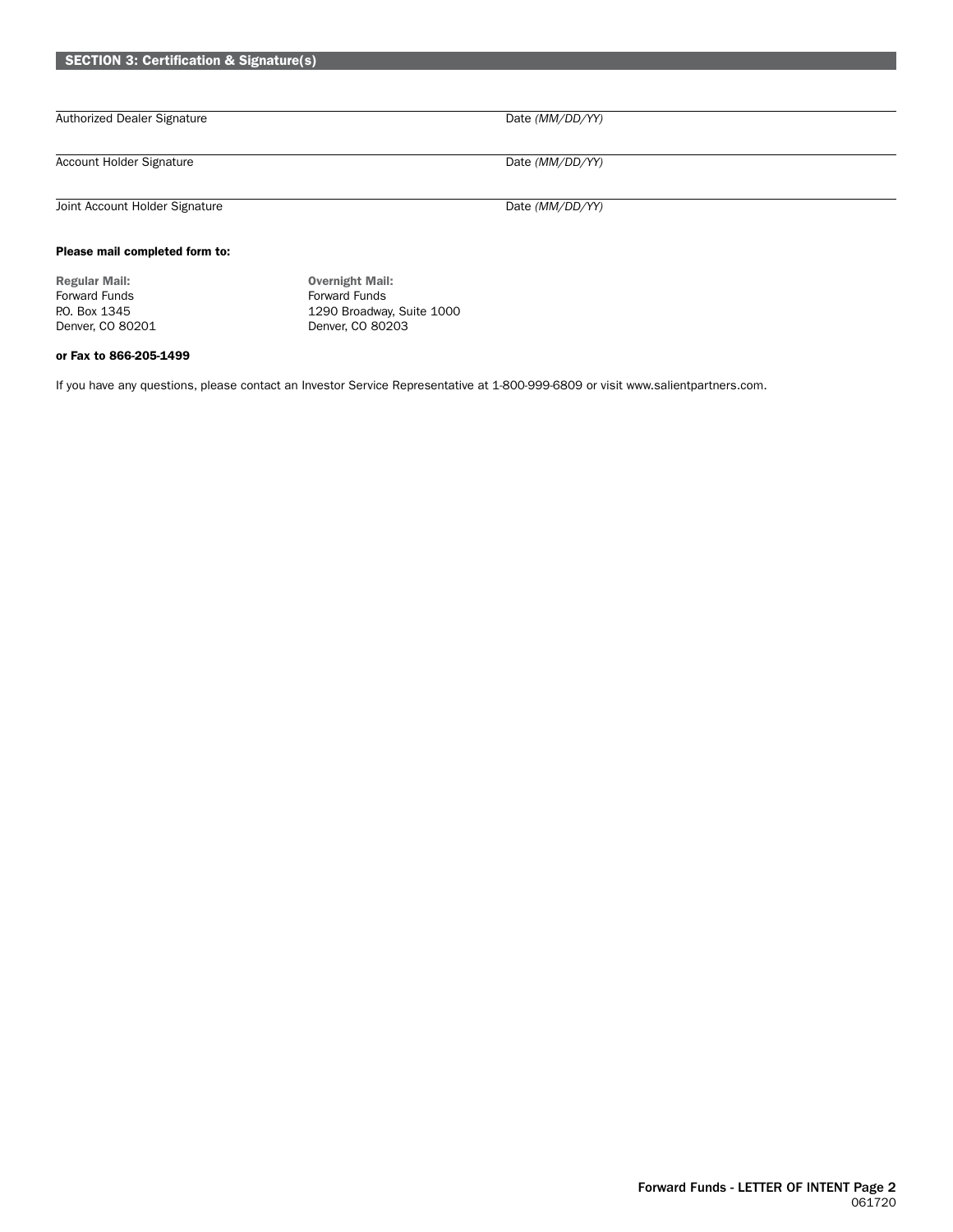## SECTION 3: Certification & Signature(s)

| | |
|---|---|
| Authorized Dealer Signature | Date *(MM/DD/YY)* |
| Account Holder Signature | Date *(MM/DD/YY)* |
| Joint Account Holder Signature | Date *(MM/DD/YY)* |

**Please mail completed form to:**

| | |
|---|---|
| **Regular Mail:** | **Overnight Mail:** |
| Forward Funds | Forward Funds |
| P.O. Box 1345 | 1290 Broadway, Suite 1000 |
| Denver, CO 80201 | Denver, CO 80203 |

**or Fax to 866-205-1499**

If you have any questions, please contact an Investor Service Representative at 1-800-999-6809 or visit www.salientpartners.com.

Forward Funds - LETTER OF INTENT Page 2
061720